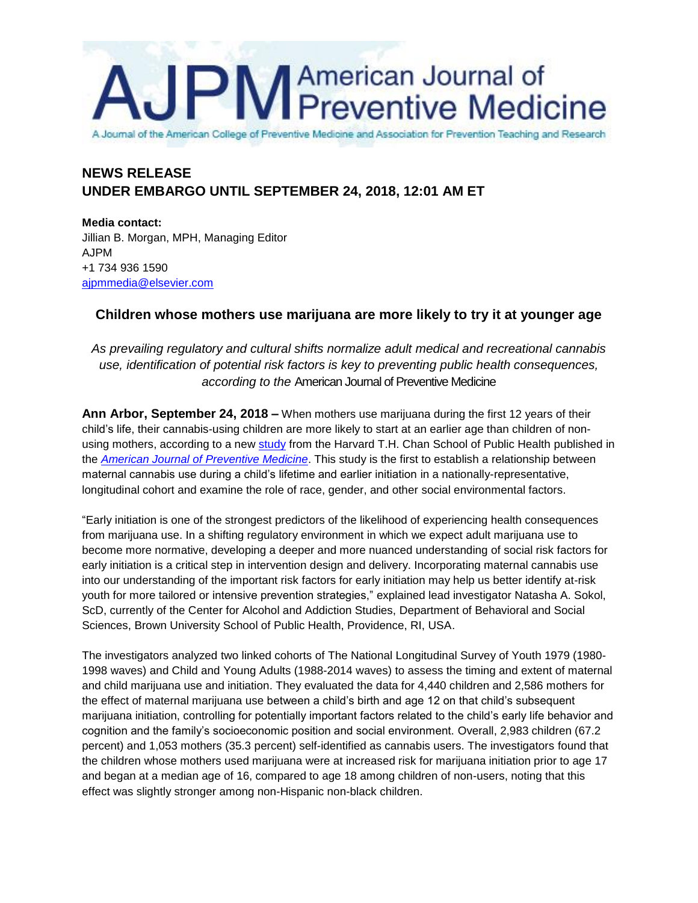# AJPM American Journal of Preventive Medicine

A Journal of the American College of Preventive Medicine and Association for Prevention Teaching and Research

**NEWS RELEASE**
**UNDER EMBARGO UNTIL SEPTEMBER 24, 2018, 12:01 AM ET**

**Media contact:**
Jillian B. Morgan, MPH, Managing Editor
AJPM
+1 734 936 1590
ajpmmedia@elsevier.com

## Children whose mothers use marijuana are more likely to try it at younger age

*As prevailing regulatory and cultural shifts normalize adult medical and recreational cannabis use, identification of potential risk factors is key to preventing public health consequences, according to the* American Journal of Preventive Medicine

**Ann Arbor, September 24, 2018 –** When mothers use marijuana during the first 12 years of their child's life, their cannabis-using children are more likely to start at an earlier age than children of non-using mothers, according to a new study from the Harvard T.H. Chan School of Public Health published in the *American Journal of Preventive Medicine*. This study is the first to establish a relationship between maternal cannabis use during a child's lifetime and earlier initiation in a nationally-representative, longitudinal cohort and examine the role of race, gender, and other social environmental factors.

"Early initiation is one of the strongest predictors of the likelihood of experiencing health consequences from marijuana use. In a shifting regulatory environment in which we expect adult marijuana use to become more normative, developing a deeper and more nuanced understanding of social risk factors for early initiation is a critical step in intervention design and delivery. Incorporating maternal cannabis use into our understanding of the important risk factors for early initiation may help us better identify at-risk youth for more tailored or intensive prevention strategies," explained lead investigator Natasha A. Sokol, ScD, currently of the Center for Alcohol and Addiction Studies, Department of Behavioral and Social Sciences, Brown University School of Public Health, Providence, RI, USA.

The investigators analyzed two linked cohorts of The National Longitudinal Survey of Youth 1979 (1980-1998 waves) and Child and Young Adults (1988-2014 waves) to assess the timing and extent of maternal and child marijuana use and initiation. They evaluated the data for 4,440 children and 2,586 mothers for the effect of maternal marijuana use between a child's birth and age 12 on that child's subsequent marijuana initiation, controlling for potentially important factors related to the child's early life behavior and cognition and the family's socioeconomic position and social environment. Overall, 2,983 children (67.2 percent) and 1,053 mothers (35.3 percent) self-identified as cannabis users. The investigators found that the children whose mothers used marijuana were at increased risk for marijuana initiation prior to age 17 and began at a median age of 16, compared to age 18 among children of non-users, noting that this effect was slightly stronger among non-Hispanic non-black children.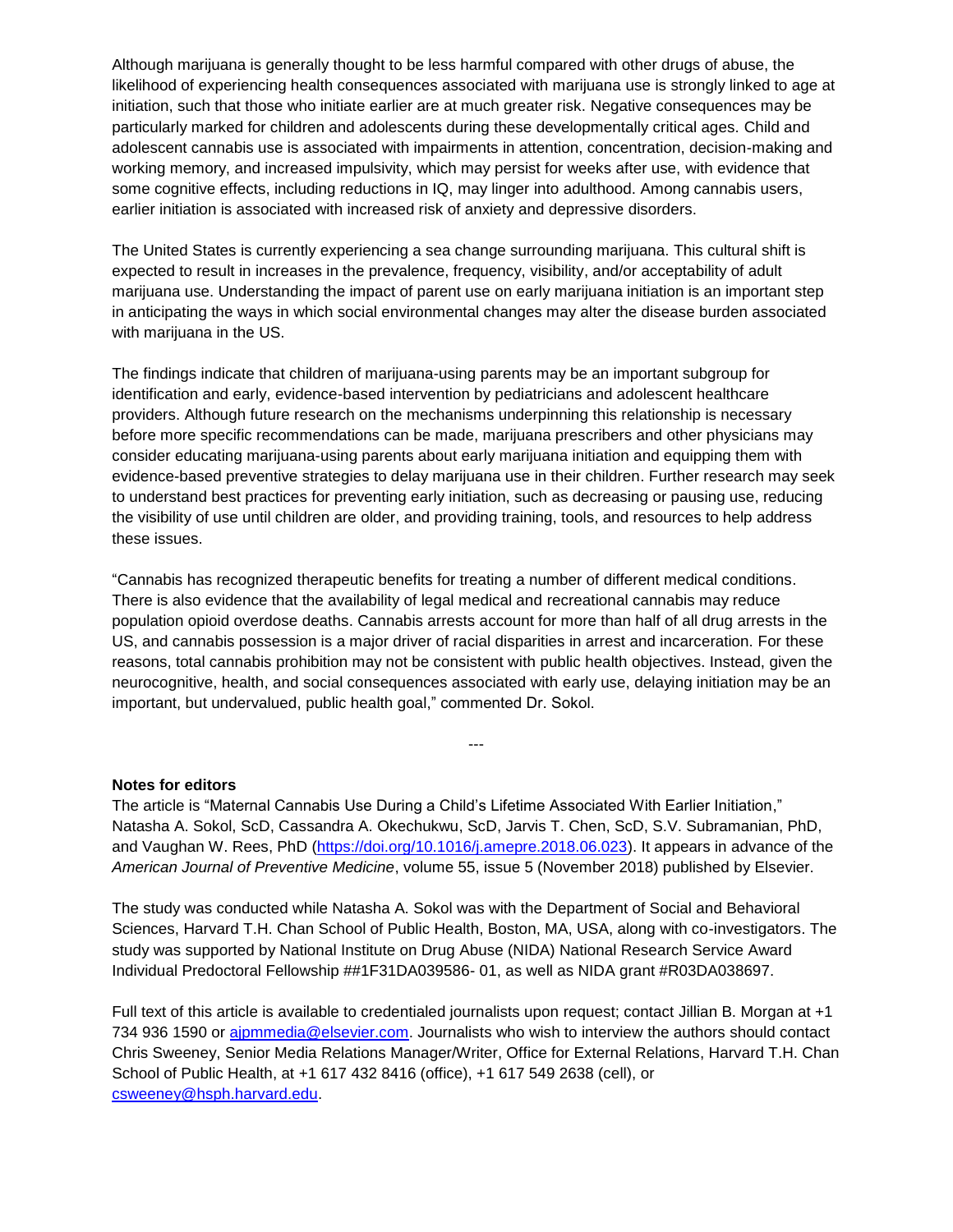Although marijuana is generally thought to be less harmful compared with other drugs of abuse, the likelihood of experiencing health consequences associated with marijuana use is strongly linked to age at initiation, such that those who initiate earlier are at much greater risk. Negative consequences may be particularly marked for children and adolescents during these developmentally critical ages. Child and adolescent cannabis use is associated with impairments in attention, concentration, decision-making and working memory, and increased impulsivity, which may persist for weeks after use, with evidence that some cognitive effects, including reductions in IQ, may linger into adulthood. Among cannabis users, earlier initiation is associated with increased risk of anxiety and depressive disorders.

The United States is currently experiencing a sea change surrounding marijuana. This cultural shift is expected to result in increases in the prevalence, frequency, visibility, and/or acceptability of adult marijuana use. Understanding the impact of parent use on early marijuana initiation is an important step in anticipating the ways in which social environmental changes may alter the disease burden associated with marijuana in the US.

The findings indicate that children of marijuana-using parents may be an important subgroup for identification and early, evidence-based intervention by pediatricians and adolescent healthcare providers. Although future research on the mechanisms underpinning this relationship is necessary before more specific recommendations can be made, marijuana prescribers and other physicians may consider educating marijuana-using parents about early marijuana initiation and equipping them with evidence-based preventive strategies to delay marijuana use in their children. Further research may seek to understand best practices for preventing early initiation, such as decreasing or pausing use, reducing the visibility of use until children are older, and providing training, tools, and resources to help address these issues.

"Cannabis has recognized therapeutic benefits for treating a number of different medical conditions. There is also evidence that the availability of legal medical and recreational cannabis may reduce population opioid overdose deaths. Cannabis arrests account for more than half of all drug arrests in the US, and cannabis possession is a major driver of racial disparities in arrest and incarceration. For these reasons, total cannabis prohibition may not be consistent with public health objectives. Instead, given the neurocognitive, health, and social consequences associated with early use, delaying initiation may be an important, but undervalued, public health goal," commented Dr. Sokol.

---

**Notes for editors**

The article is "Maternal Cannabis Use During a Child's Lifetime Associated With Earlier Initiation," Natasha A. Sokol, ScD, Cassandra A. Okechukwu, ScD, Jarvis T. Chen, ScD, S.V. Subramanian, PhD, and Vaughan W. Rees, PhD (https://doi.org/10.1016/j.amepre.2018.06.023). It appears in advance of the *American Journal of Preventive Medicine*, volume 55, issue 5 (November 2018) published by Elsevier.

The study was conducted while Natasha A. Sokol was with the Department of Social and Behavioral Sciences, Harvard T.H. Chan School of Public Health, Boston, MA, USA, along with co-investigators. The study was supported by National Institute on Drug Abuse (NIDA) National Research Service Award Individual Predoctoral Fellowship ##1F31DA039586- 01, as well as NIDA grant #R03DA038697.

Full text of this article is available to credentialed journalists upon request; contact Jillian B. Morgan at +1 734 936 1590 or ajpmmedia@elsevier.com. Journalists who wish to interview the authors should contact Chris Sweeney, Senior Media Relations Manager/Writer, Office for External Relations, Harvard T.H. Chan School of Public Health, at +1 617 432 8416 (office), +1 617 549 2638 (cell), or csweeney@hsph.harvard.edu.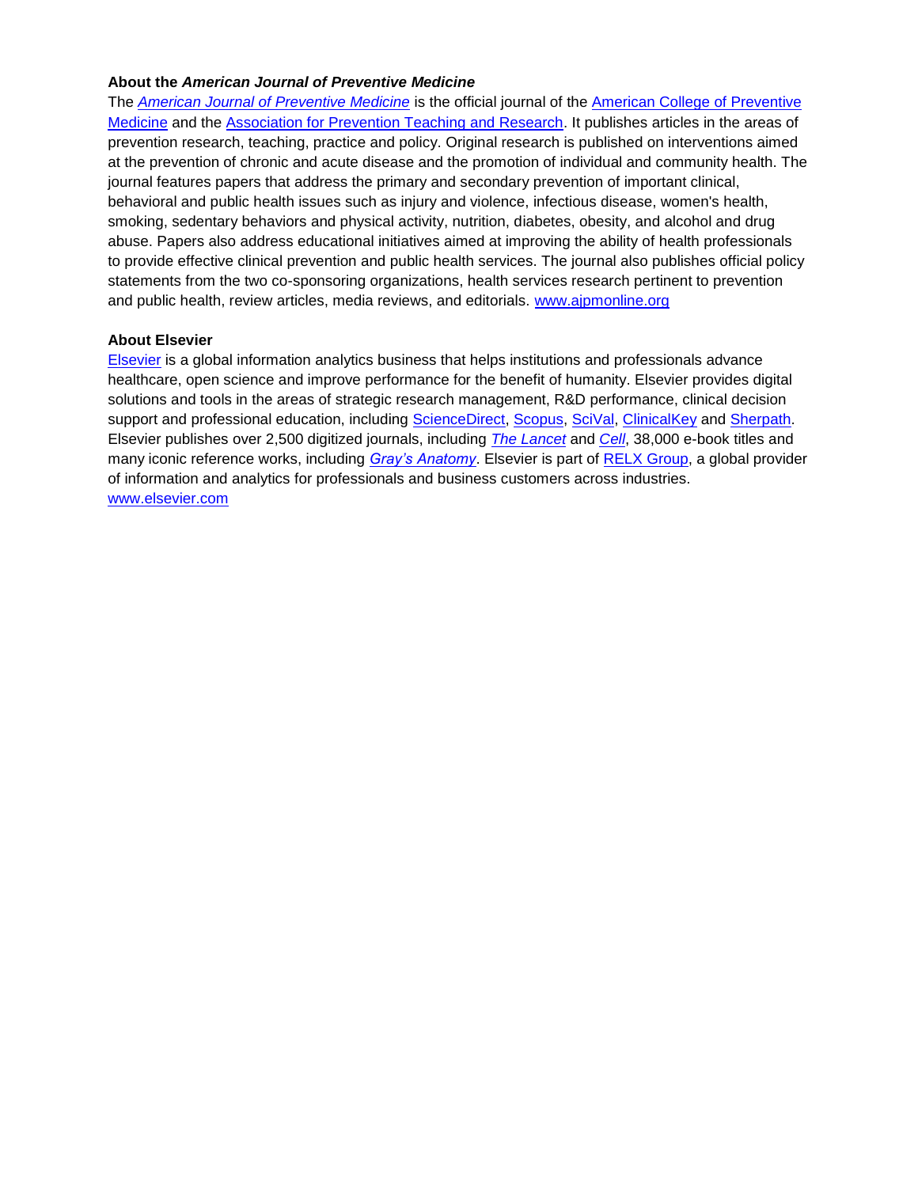**About the *American Journal of Preventive Medicine***

The *American Journal of Preventive Medicine* is the official journal of the American College of Preventive Medicine and the Association for Prevention Teaching and Research. It publishes articles in the areas of prevention research, teaching, practice and policy. Original research is published on interventions aimed at the prevention of chronic and acute disease and the promotion of individual and community health. The journal features papers that address the primary and secondary prevention of important clinical, behavioral and public health issues such as injury and violence, infectious disease, women's health, smoking, sedentary behaviors and physical activity, nutrition, diabetes, obesity, and alcohol and drug abuse. Papers also address educational initiatives aimed at improving the ability of health professionals to provide effective clinical prevention and public health services. The journal also publishes official policy statements from the two co-sponsoring organizations, health services research pertinent to prevention and public health, review articles, media reviews, and editorials. www.ajpmonline.org

**About Elsevier**

Elsevier is a global information analytics business that helps institutions and professionals advance healthcare, open science and improve performance for the benefit of humanity. Elsevier provides digital solutions and tools in the areas of strategic research management, R&D performance, clinical decision support and professional education, including ScienceDirect, Scopus, SciVal, ClinicalKey and Sherpath. Elsevier publishes over 2,500 digitized journals, including *The Lancet* and *Cell*, 38,000 e-book titles and many iconic reference works, including *Gray's Anatomy*. Elsevier is part of RELX Group, a global provider of information and analytics for professionals and business customers across industries. www.elsevier.com